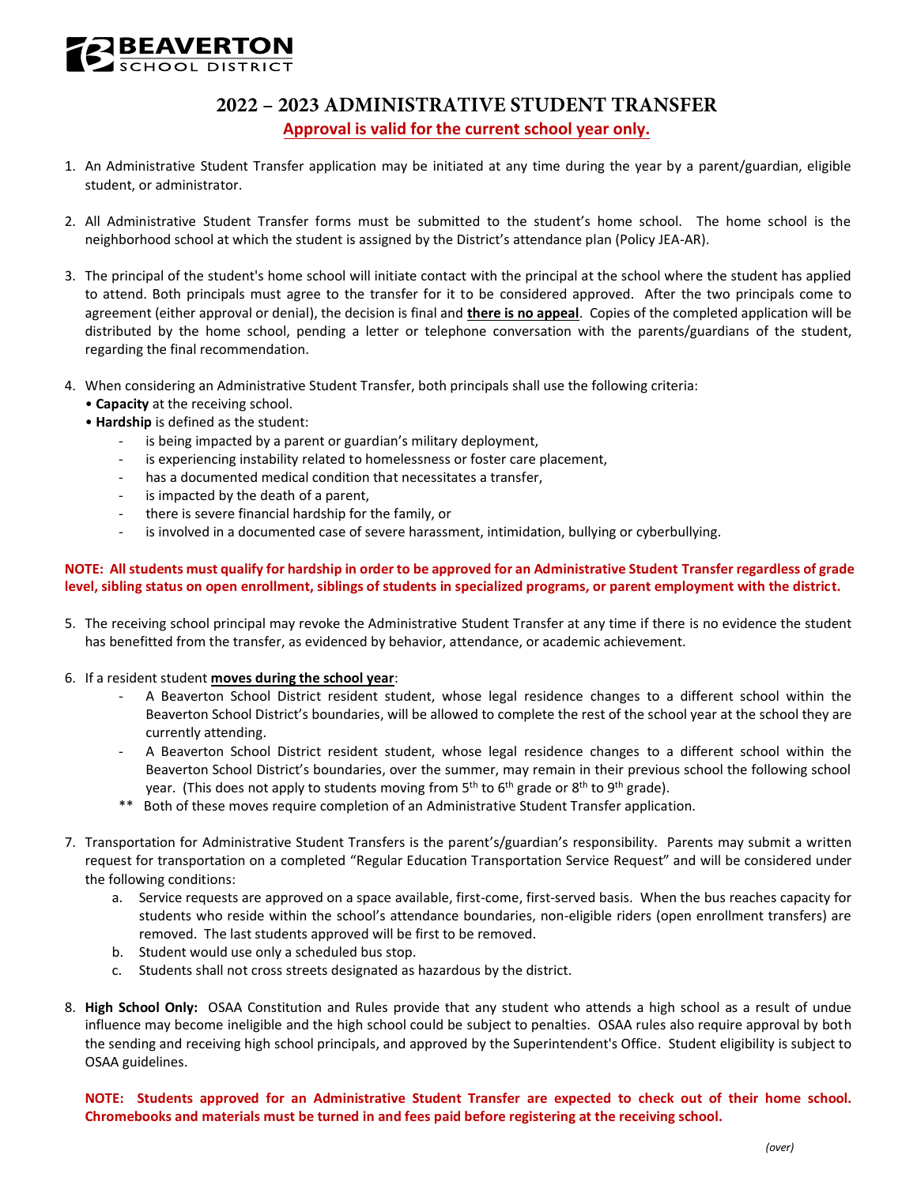BEAVERTON SCHOOL DISTRICT

# 2022 – 2023 ADMINISTRATIVE STUDENT TRANSFER

**Approval is valid for the current school year only.**

1. An Administrative Student Transfer application may be initiated at any time during the year by a parent/guardian, eligible student, or administrator.

2. All Administrative Student Transfer forms must be submitted to the student's home school. The home school is the neighborhood school at which the student is assigned by the District's attendance plan (Policy JEA-AR).

3. The principal of the student's home school will initiate contact with the principal at the school where the student has applied to attend. Both principals must agree to the transfer for it to be considered approved. After the two principals come to agreement (either approval or denial), the decision is final and **there is no appeal**. Copies of the completed application will be distributed by the home school, pending a letter or telephone conversation with the parents/guardians of the student, regarding the final recommendation.

4. When considering an Administrative Student Transfer, both principals shall use the following criteria:
   - **Capacity** at the receiving school.
   - **Hardship** is defined as the student:
     - is being impacted by a parent or guardian's military deployment,
     - is experiencing instability related to homelessness or foster care placement,
     - has a documented medical condition that necessitates a transfer,
     - is impacted by the death of a parent,
     - there is severe financial hardship for the family, or
     - is involved in a documented case of severe harassment, intimidation, bullying or cyberbullying.

**NOTE: All students must qualify for hardship in order to be approved for an Administrative Student Transfer regardless of grade level, sibling status on open enrollment, siblings of students in specialized programs, or parent employment with the district.**

5. The receiving school principal may revoke the Administrative Student Transfer at any time if there is no evidence the student has benefitted from the transfer, as evidenced by behavior, attendance, or academic achievement.

6. If a resident student **moves during the school year**:
   - A Beaverton School District resident student, whose legal residence changes to a different school within the Beaverton School District's boundaries, will be allowed to complete the rest of the school year at the school they are currently attending.
   - A Beaverton School District resident student, whose legal residence changes to a different school within the Beaverton School District's boundaries, over the summer, may remain in their previous school the following school year. (This does not apply to students moving from 5th to 6th grade or 8th to 9th grade).

   ** Both of these moves require completion of an Administrative Student Transfer application.

7. Transportation for Administrative Student Transfers is the parent's/guardian's responsibility. Parents may submit a written request for transportation on a completed "Regular Education Transportation Service Request" and will be considered under the following conditions:
   a. Service requests are approved on a space available, first-come, first-served basis. When the bus reaches capacity for students who reside within the school's attendance boundaries, non-eligible riders (open enrollment transfers) are removed. The last students approved will be first to be removed.
   b. Student would use only a scheduled bus stop.
   c. Students shall not cross streets designated as hazardous by the district.

8. **High School Only:** OSAA Constitution and Rules provide that any student who attends a high school as a result of undue influence may become ineligible and the high school could be subject to penalties. OSAA rules also require approval by both the sending and receiving high school principals, and approved by the Superintendent's Office. Student eligibility is subject to OSAA guidelines.

**NOTE: Students approved for an Administrative Student Transfer are expected to check out of their home school. Chromebooks and materials must be turned in and fees paid before registering at the receiving school.**

*(over)*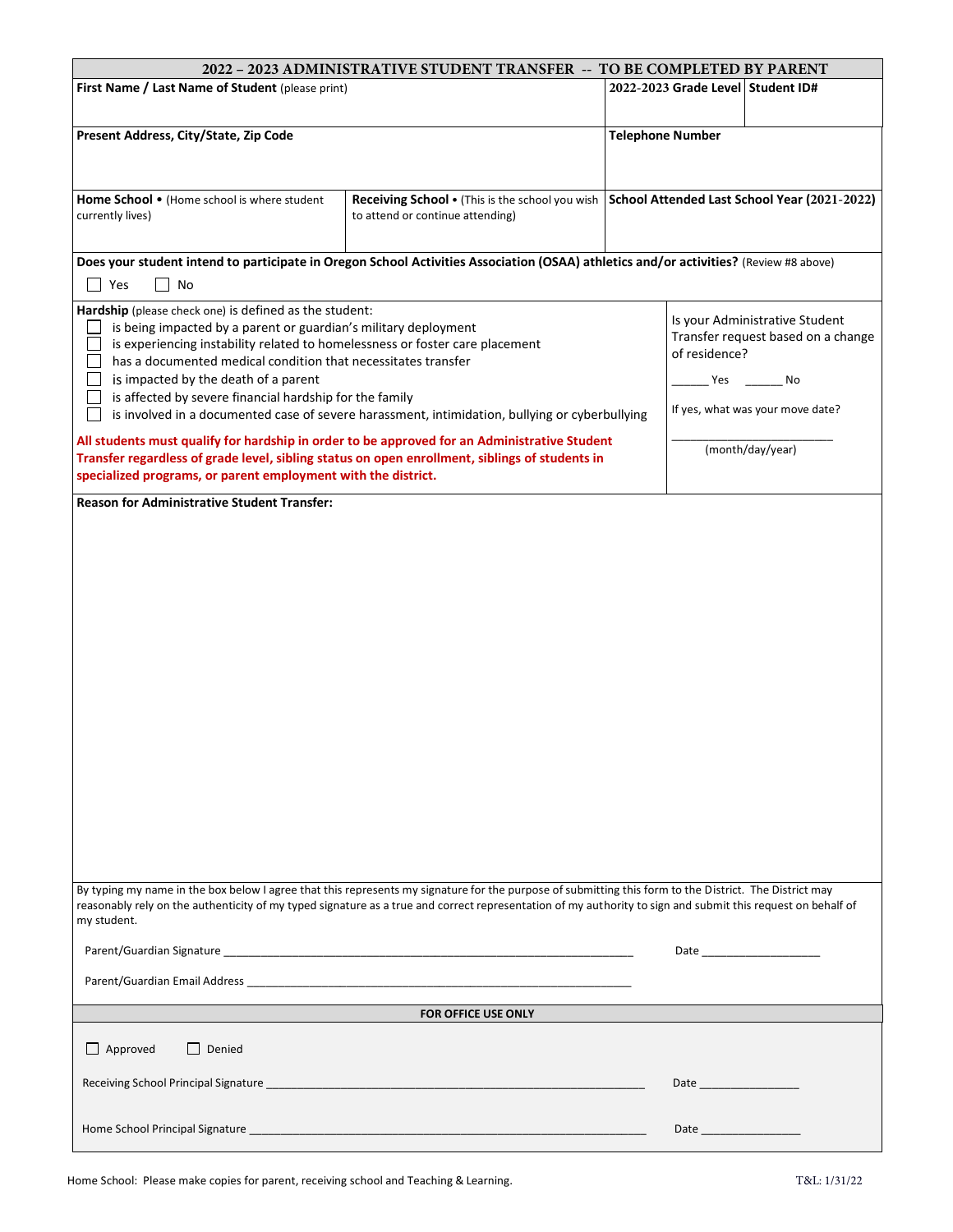## 2022 – 2023 ADMINISTRATIVE STUDENT TRANSFER -- TO BE COMPLETED BY PARENT

| | | | |
|---|---|---|---|
| **First Name / Last Name of Student** (please print) | | **2022-2023 Grade Level** | **Student ID#** |
| **Present Address, City/State, Zip Code** | | **Telephone Number** | |
| **Home School** • (Home school is where student currently lives) | **Receiving School** • (This is the school you wish to attend or continue attending) | **School Attended Last School Year (2021-2022)** | |

**Does your student intend to participate in Oregon School Activities Association (OSAA) athletics and/or activities?** (Review #8 above)

☐ Yes ☐ No

**Hardship** (please check one) is defined as the student:

- ☐ is being impacted by a parent or guardian's military deployment
- ☐ is experiencing instability related to homelessness or foster care placement
- ☐ has a documented medical condition that necessitates transfer
- ☐ is impacted by the death of a parent
- ☐ is affected by severe financial hardship for the family
- ☐ is involved in a documented case of severe harassment, intimidation, bullying or cyberbullying

**All students must qualify for hardship in order to be approved for an Administrative Student Transfer regardless of grade level, sibling status on open enrollment, siblings of students in specialized programs, or parent employment with the district.**

Is your Administrative Student Transfer request based on a change of residence?

______ Yes ______ No

If yes, what was your move date?

_________________________
(month/day/year)

**Reason for Administrative Student Transfer:**

By typing my name in the box below I agree that this represents my signature for the purpose of submitting this form to the District. The District may reasonably rely on the authenticity of my typed signature as a true and correct representation of my authority to sign and submit this request on behalf of my student.

Parent/Guardian Signature ____________________________________________ Date __________________

Parent/Guardian Email Address ____________________________________________

**FOR OFFICE USE ONLY**

☐ Approved ☐ Denied

Receiving School Principal Signature ____________________________________________ Date ________________

Home School Principal Signature ____________________________________________ Date ________________

Home School: Please make copies for parent, receiving school and Teaching & Learning.

T&L: 1/31/22